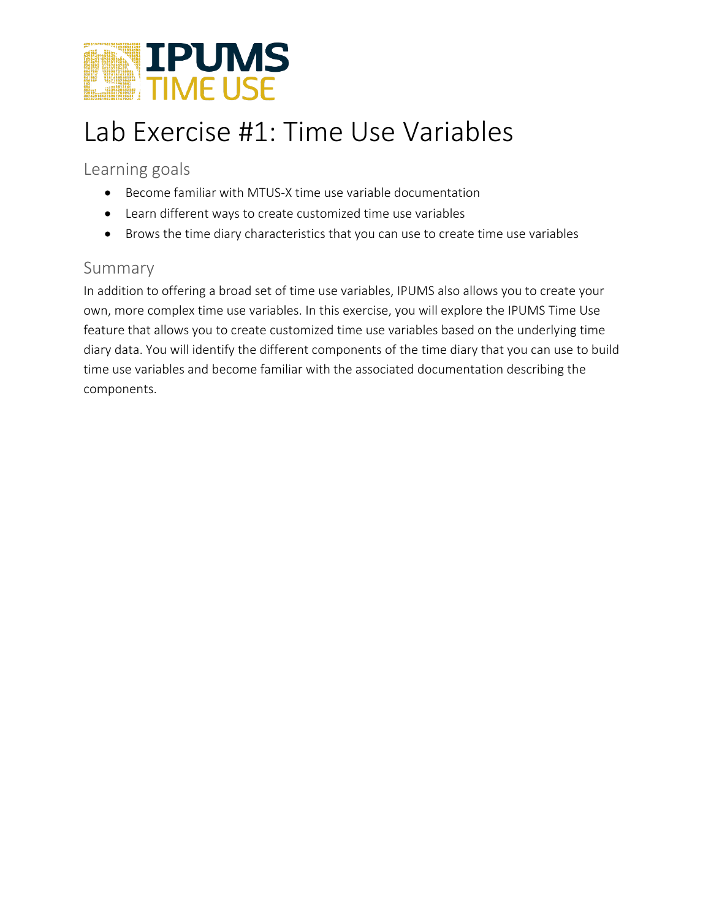# Lab Exercise #1: Time Use Variables

## Learning goals

- Become familiar with MTUS-X time use variable documentation
- Learn different ways to create customized time use variables
- Brows the time diary characteristics that you can use to create time use variables

## Summary

In addition to offering a broad set of time use variables, IPUMS also allows you to create your own, more complex time use variables. In this exercise, you will explore the IPUMS Time Use feature that allows you to create customized time use variables based on the underlying time diary data. You will identify the different components of the time diary that you can use to build time use variables and become familiar with the associated documentation describing the components.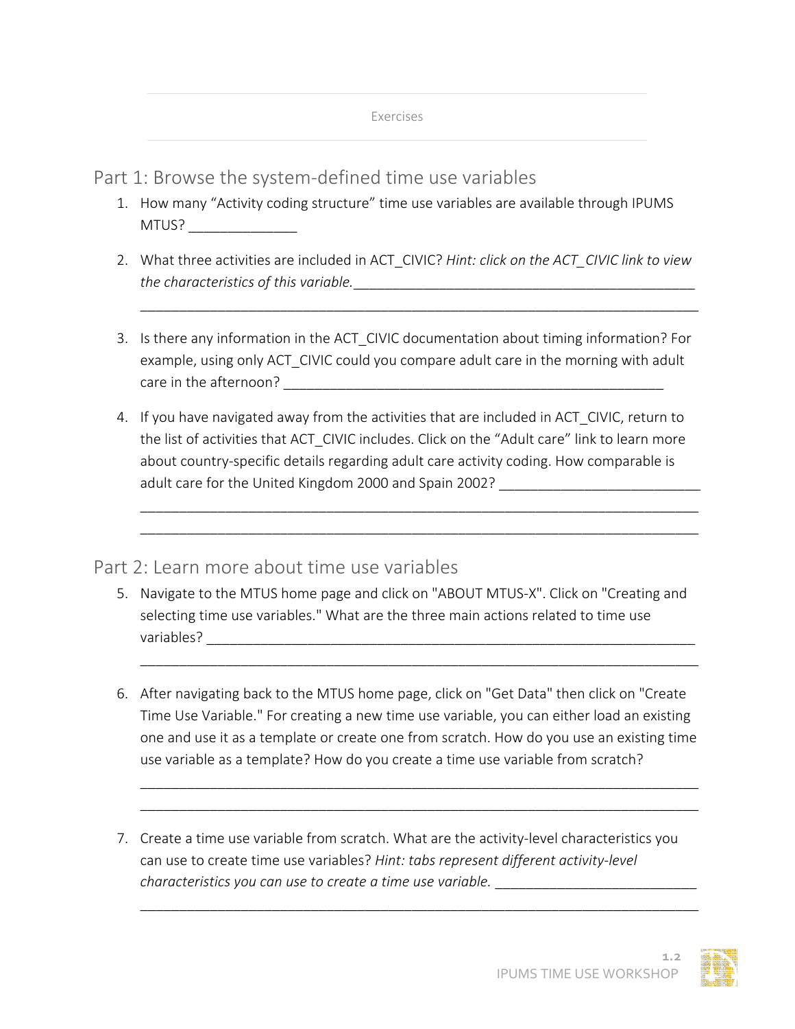Exercises

## Part 1: Browse the system-defined time use variables

1. How many "Activity coding structure" time use variables are available through IPUMS MTUS? ______________

2. What three activities are included in ACT_CIVIC? *Hint: click on the ACT_CIVIC link to view the characteristics of this variable.*_____________________________________________
_______________________________________________________________________

3. Is there any information in the ACT_CIVIC documentation about timing information? For example, using only ACT_CIVIC could you compare adult care in the morning with adult care in the afternoon? __________________________________________________

4. If you have navigated away from the activities that are included in ACT_CIVIC, return to the list of activities that ACT_CIVIC includes. Click on the "Adult care" link to learn more about country-specific details regarding adult care activity coding. How comparable is adult care for the United Kingdom 2000 and Spain 2002? __________________________
_______________________________________________________________________
_______________________________________________________________________

## Part 2: Learn more about time use variables

5. Navigate to the MTUS home page and click on "ABOUT MTUS-X". Click on "Creating and selecting time use variables." What are the three main actions related to time use variables? ________________________________________________________________
_______________________________________________________________________

6. After navigating back to the MTUS home page, click on "Get Data" then click on "Create Time Use Variable." For creating a new time use variable, you can either load an existing one and use it as a template or create one from scratch. How do you use an existing time use variable as a template? How do you create a time use variable from scratch?
_______________________________________________________________________
_______________________________________________________________________

7. Create a time use variable from scratch. What are the activity-level characteristics you can use to create time use variables? *Hint: tabs represent different activity-level characteristics you can use to create a time use variable.* __________________________
_______________________________________________________________________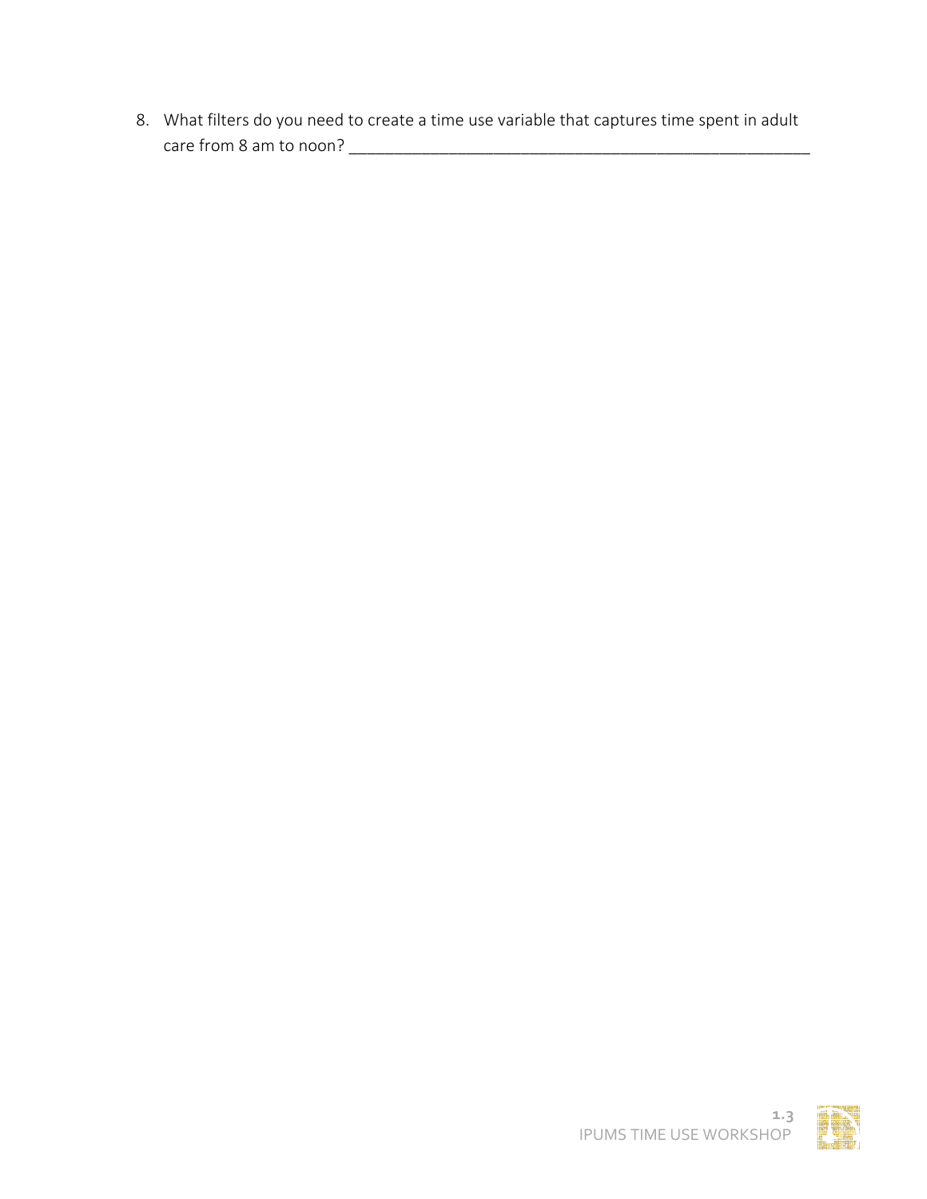8. What filters do you need to create a time use variable that captures time spent in adult care from 8 am to noon? ______________________________________________________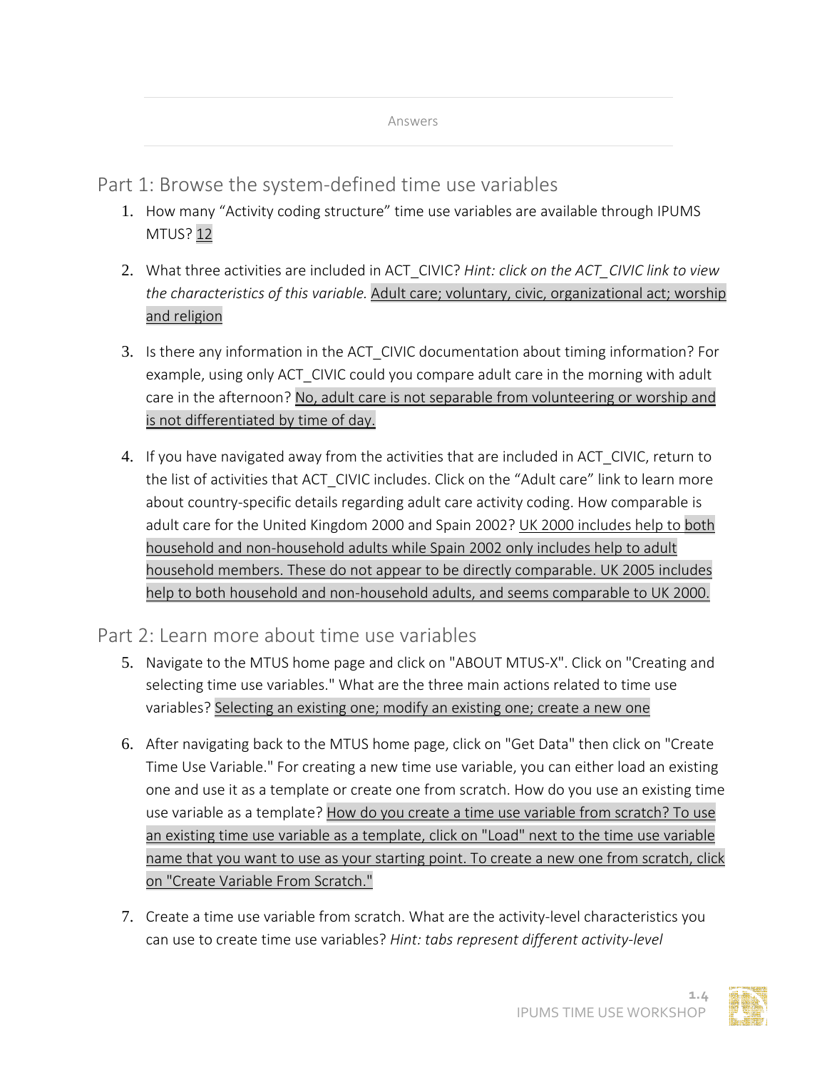Answers

## Part 1: Browse the system-defined time use variables

1. How many "Activity coding structure" time use variables are available through IPUMS MTUS? 12

2. What three activities are included in ACT_CIVIC? *Hint: click on the ACT_CIVIC link to view the characteristics of this variable.* Adult care; voluntary, civic, organizational act; worship and religion

3. Is there any information in the ACT_CIVIC documentation about timing information? For example, using only ACT_CIVIC could you compare adult care in the morning with adult care in the afternoon? No, adult care is not separable from volunteering or worship and is not differentiated by time of day.

4. If you have navigated away from the activities that are included in ACT_CIVIC, return to the list of activities that ACT_CIVIC includes. Click on the "Adult care" link to learn more about country-specific details regarding adult care activity coding. How comparable is adult care for the United Kingdom 2000 and Spain 2002? UK 2000 includes help to both household and non-household adults while Spain 2002 only includes help to adult household members. These do not appear to be directly comparable. UK 2005 includes help to both household and non-household adults, and seems comparable to UK 2000.

## Part 2: Learn more about time use variables

5. Navigate to the MTUS home page and click on "ABOUT MTUS-X". Click on "Creating and selecting time use variables." What are the three main actions related to time use variables? Selecting an existing one; modify an existing one; create a new one

6. After navigating back to the MTUS home page, click on "Get Data" then click on "Create Time Use Variable." For creating a new time use variable, you can either load an existing one and use it as a template or create one from scratch. How do you use an existing time use variable as a template? How do you create a time use variable from scratch? To use an existing time use variable as a template, click on "Load" next to the time use variable name that you want to use as your starting point. To create a new one from scratch, click on "Create Variable From Scratch."

7. Create a time use variable from scratch. What are the activity-level characteristics you can use to create time use variables? *Hint: tabs represent different activity-level*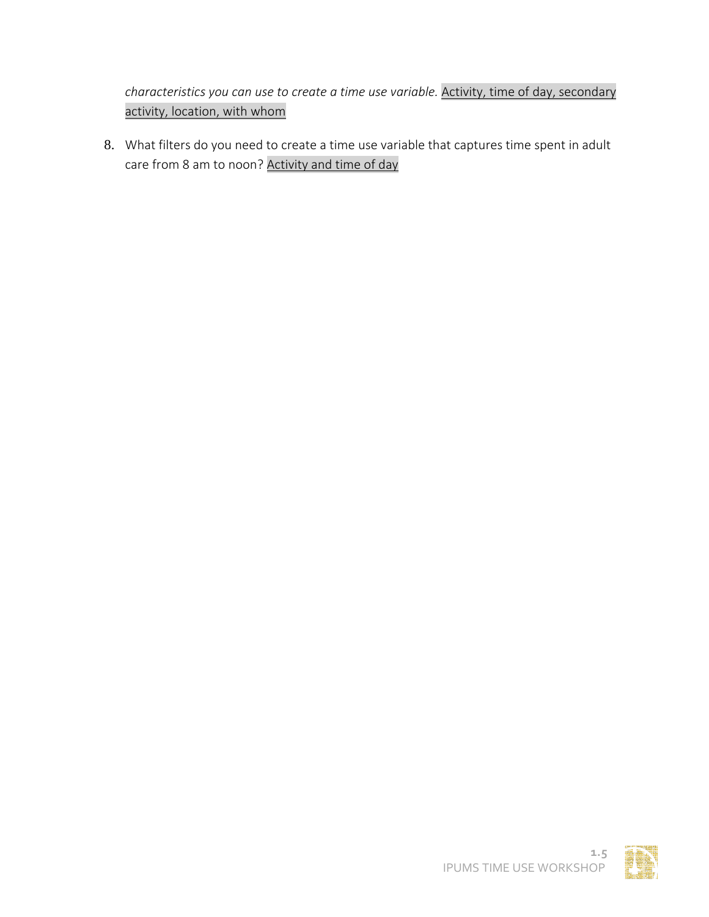*characteristics you can use to create a time use variable.* Activity, time of day, secondary activity, location, with whom

8. What filters do you need to create a time use variable that captures time spent in adult care from 8 am to noon? Activity and time of day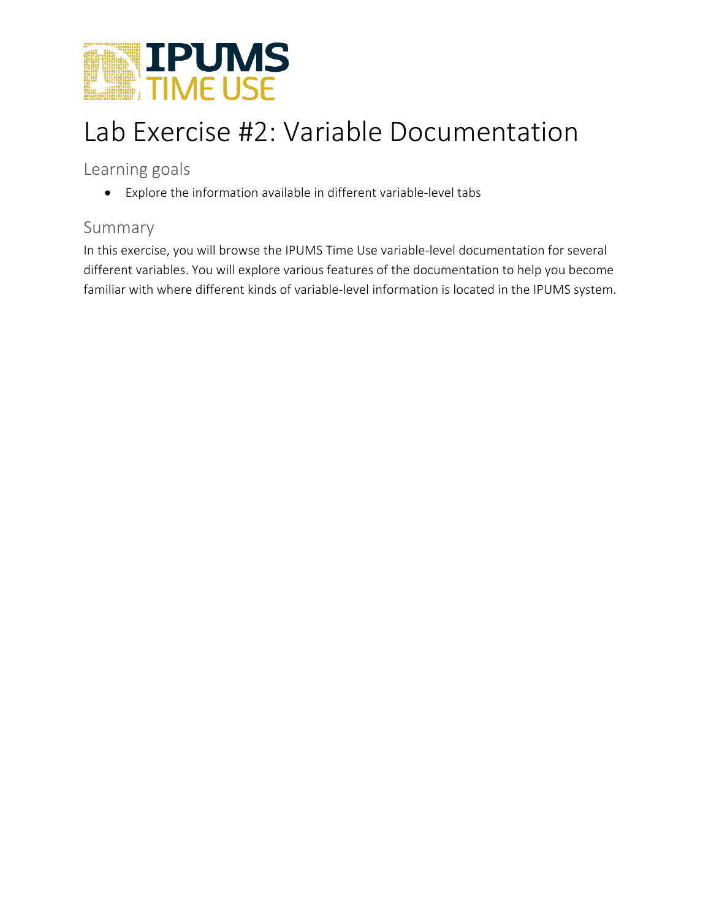# Lab Exercise #2: Variable Documentation

## Learning goals

- Explore the information available in different variable-level tabs

## Summary

In this exercise, you will browse the IPUMS Time Use variable-level documentation for several different variables. You will explore various features of the documentation to help you become familiar with where different kinds of variable-level information is located in the IPUMS system.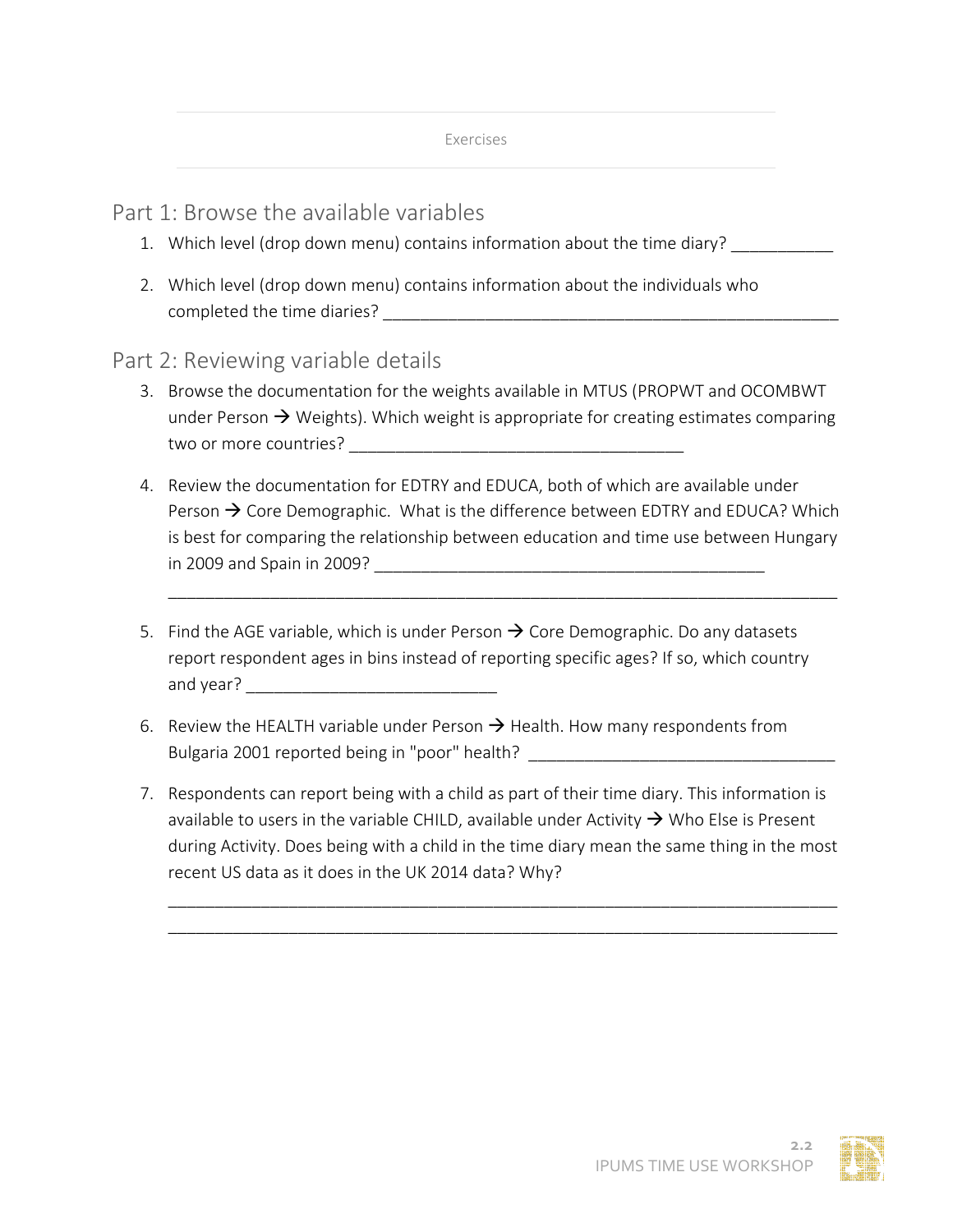Exercises

## Part 1: Browse the available variables

1. Which level (drop down menu) contains information about the time diary? ___________

2. Which level (drop down menu) contains information about the individuals who completed the time diaries? __________________________________________________

## Part 2: Reviewing variable details

3. Browse the documentation for the weights available in MTUS (PROPWT and OCOMBWT under Person → Weights). Which weight is appropriate for creating estimates comparing two or more countries? ____________________________________

4. Review the documentation for EDTRY and EDUCA, both of which are available under Person → Core Demographic. What is the difference between EDTRY and EDUCA? Which is best for comparing the relationship between education and time use between Hungary in 2009 and Spain in 2009? __________________________________________

   _________________________________________________________________________

5. Find the AGE variable, which is under Person → Core Demographic. Do any datasets report respondent ages in bins instead of reporting specific ages? If so, which country and year? ___________________________

6. Review the HEALTH variable under Person → Health. How many respondents from Bulgaria 2001 reported being in "poor" health? _________________________________

7. Respondents can report being with a child as part of their time diary. This information is available to users in the variable CHILD, available under Activity → Who Else is Present during Activity. Does being with a child in the time diary mean the same thing in the most recent US data as it does in the UK 2014 data? Why?

   _________________________________________________________________________

   _________________________________________________________________________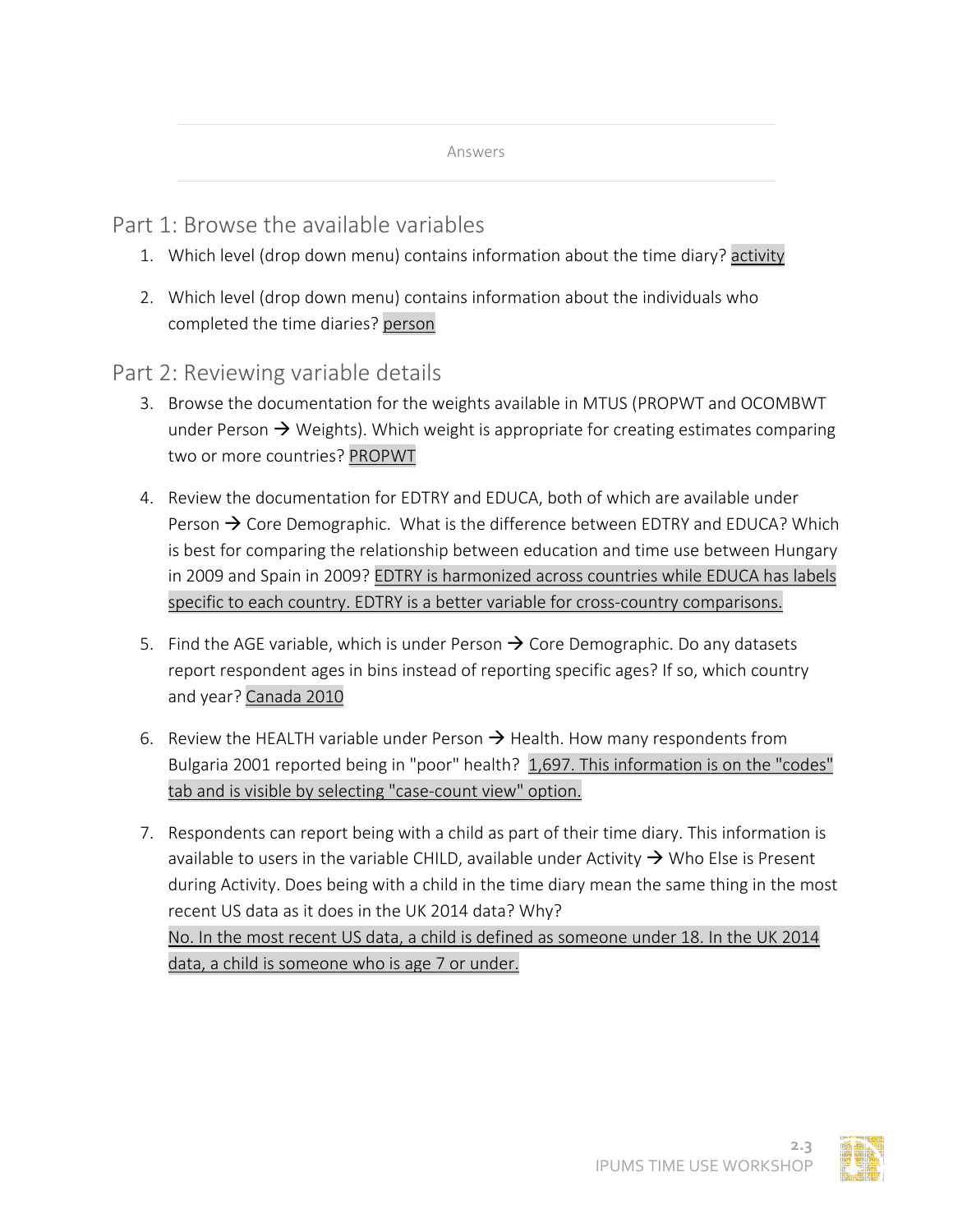Answers

## Part 1: Browse the available variables

1. Which level (drop down menu) contains information about the time diary? activity

2. Which level (drop down menu) contains information about the individuals who completed the time diaries? person

## Part 2: Reviewing variable details

3. Browse the documentation for the weights available in MTUS (PROPWT and OCOMBWT under Person → Weights). Which weight is appropriate for creating estimates comparing two or more countries? PROPWT

4. Review the documentation for EDTRY and EDUCA, both of which are available under Person → Core Demographic. What is the difference between EDTRY and EDUCA? Which is best for comparing the relationship between education and time use between Hungary in 2009 and Spain in 2009? EDTRY is harmonized across countries while EDUCA has labels specific to each country. EDTRY is a better variable for cross-country comparisons.

5. Find the AGE variable, which is under Person → Core Demographic. Do any datasets report respondent ages in bins instead of reporting specific ages? If so, which country and year? Canada 2010

6. Review the HEALTH variable under Person → Health. How many respondents from Bulgaria 2001 reported being in "poor" health? 1,697. This information is on the "codes" tab and is visible by selecting "case-count view" option.

7. Respondents can report being with a child as part of their time diary. This information is available to users in the variable CHILD, available under Activity → Who Else is Present during Activity. Does being with a child in the time diary mean the same thing in the most recent US data as it does in the UK 2014 data? Why?
   No. In the most recent US data, a child is defined as someone under 18. In the UK 2014 data, a child is someone who is age 7 or under.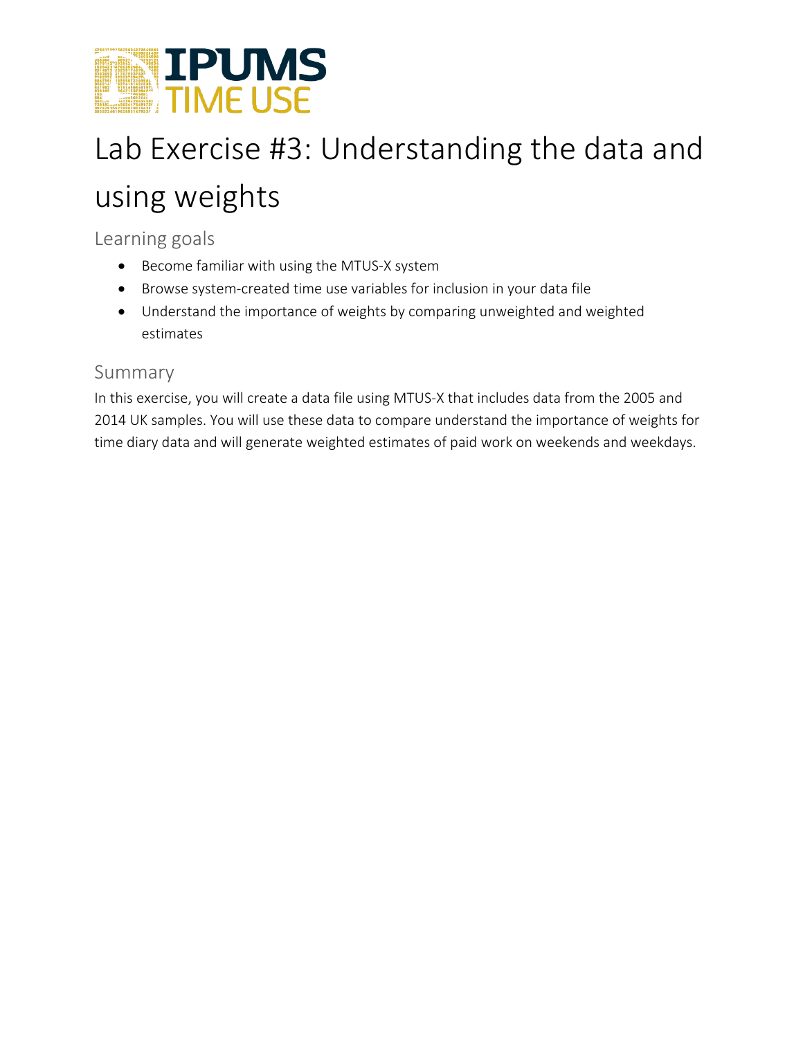# Lab Exercise #3: Understanding the data and using weights

## Learning goals

- Become familiar with using the MTUS-X system
- Browse system-created time use variables for inclusion in your data file
- Understand the importance of weights by comparing unweighted and weighted estimates

## Summary

In this exercise, you will create a data file using MTUS-X that includes data from the 2005 and 2014 UK samples. You will use these data to compare understand the importance of weights for time diary data and will generate weighted estimates of paid work on weekends and weekdays.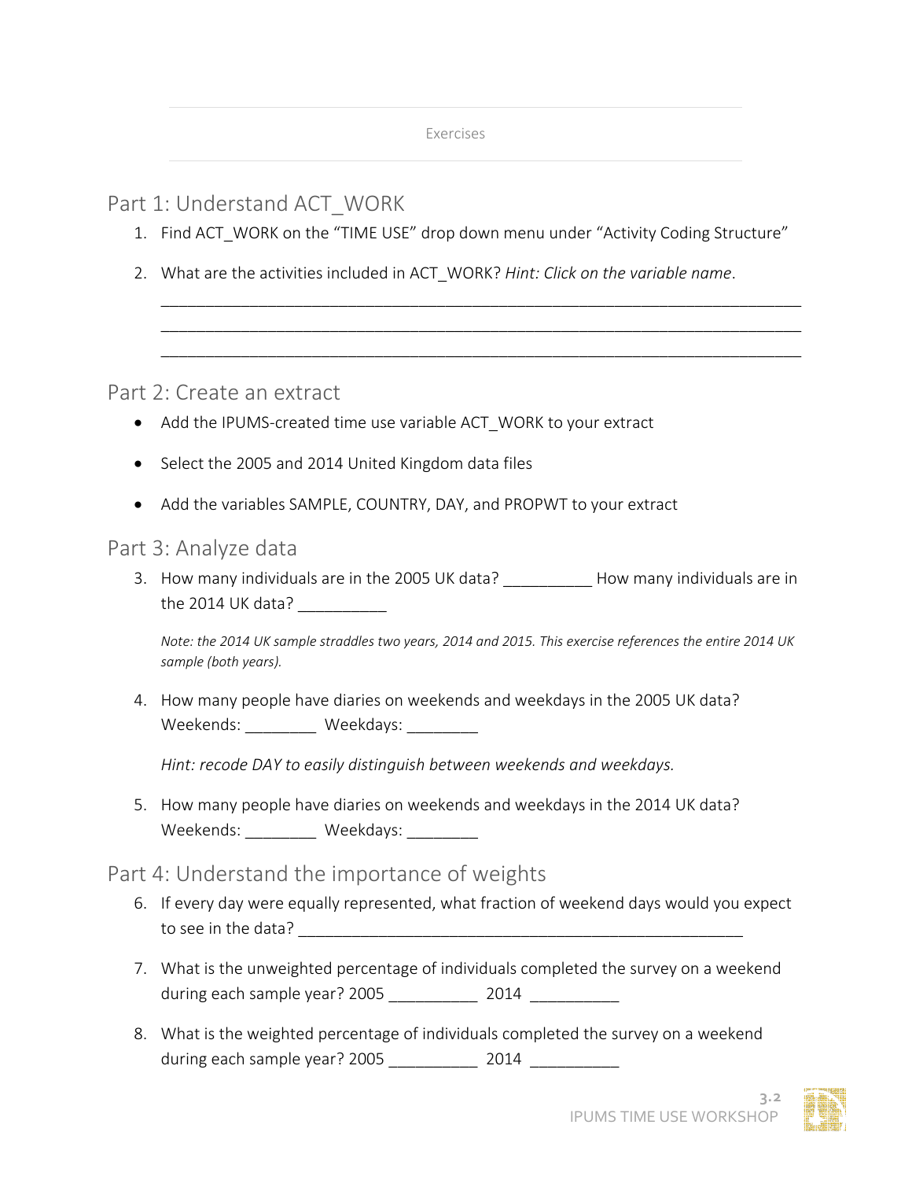Exercises

## Part 1: Understand ACT_WORK

1. Find ACT_WORK on the “TIME USE” drop down menu under “Activity Coding Structure”

2. What are the activities included in ACT_WORK? *Hint: Click on the variable name*.
   ___________________________________________________________________________
   ___________________________________________________________________________
   ___________________________________________________________________________

## Part 2: Create an extract

- Add the IPUMS-created time use variable ACT_WORK to your extract
- Select the 2005 and 2014 United Kingdom data files
- Add the variables SAMPLE, COUNTRY, DAY, and PROPWT to your extract

## Part 3: Analyze data

3. How many individuals are in the 2005 UK data? __________ How many individuals are in the 2014 UK data? __________

   *Note: the 2014 UK sample straddles two years, 2014 and 2015. This exercise references the entire 2014 UK sample (both years).*

4. How many people have diaries on weekends and weekdays in the 2005 UK data?
   Weekends: ________ Weekdays: ________

   *Hint: recode DAY to easily distinguish between weekends and weekdays.*

5. How many people have diaries on weekends and weekdays in the 2014 UK data?
   Weekends: ________ Weekdays: ________

## Part 4: Understand the importance of weights

6. If every day were equally represented, what fraction of weekend days would you expect to see in the data? ____________________________________________________

7. What is the unweighted percentage of individuals completed the survey on a weekend during each sample year? 2005 __________ 2014 __________

8. What is the weighted percentage of individuals completed the survey on a weekend during each sample year? 2005 __________ 2014 __________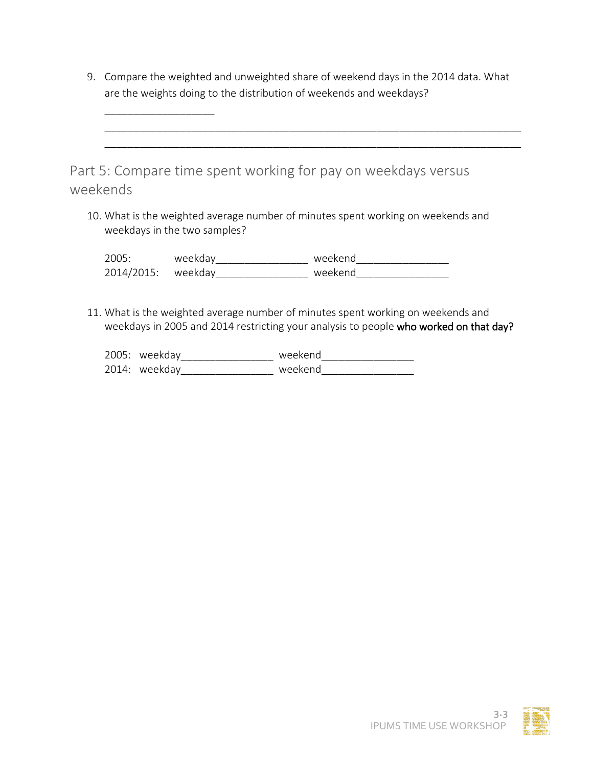9. Compare the weighted and unweighted share of weekend days in the 2014 data. What are the weights doing to the distribution of weekends and weekdays?

   ___________________

   ___________________________________________________________________________

   ___________________________________________________________________________

## Part 5: Compare time spent working for pay on weekdays versus weekends

10. What is the weighted average number of minutes spent working on weekends and weekdays in the two samples?

    2005: weekday________________ weekend________________

    2014/2015: weekday________________ weekend________________

11. What is the weighted average number of minutes spent working on weekends and weekdays in 2005 and 2014 restricting your analysis to people **who worked on that day?**

    2005: weekday________________ weekend________________

    2014: weekday________________ weekend________________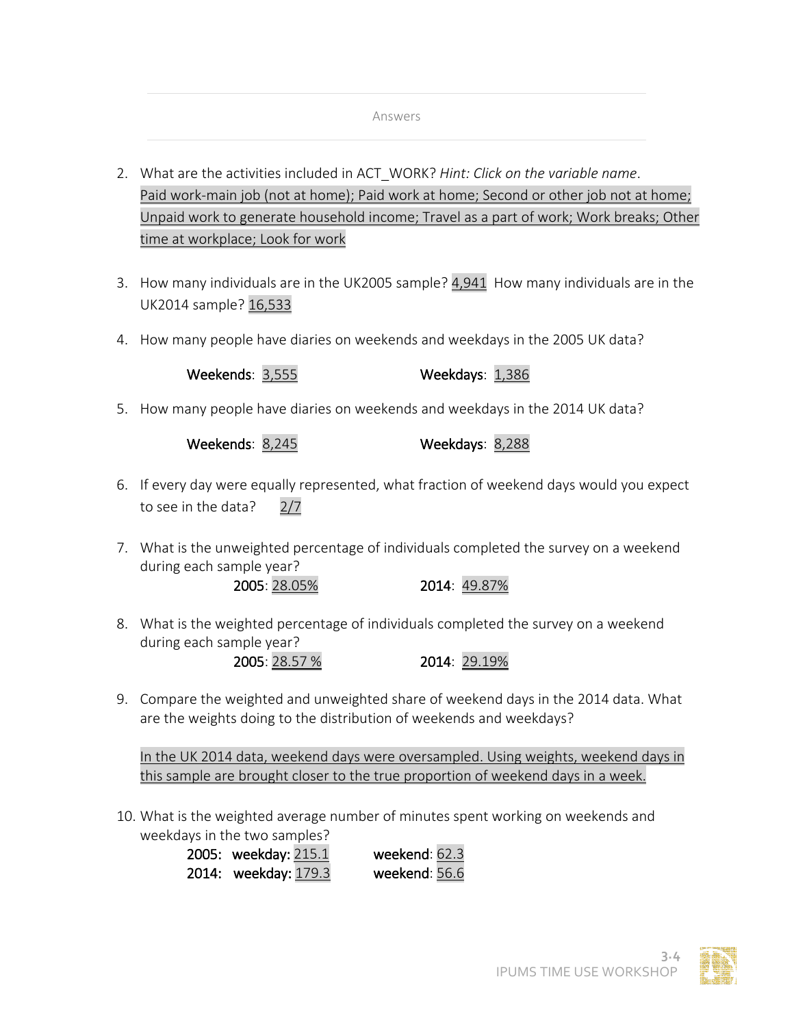Answers

2. What are the activities included in ACT_WORK? *Hint: Click on the variable name*.
   Paid work-main job (not at home); Paid work at home; Second or other job not at home; Unpaid work to generate household income; Travel as a part of work; Work breaks; Other time at workplace; Look for work

3. How many individuals are in the UK2005 sample? 4,941 How many individuals are in the UK2014 sample? 16,533

4. How many people have diaries on weekends and weekdays in the 2005 UK data?

   **Weekends**: 3,555 **Weekdays**: 1,386

5. How many people have diaries on weekends and weekdays in the 2014 UK data?

   **Weekends**: 8,245 **Weekdays**: 8,288

6. If every day were equally represented, what fraction of weekend days would you expect to see in the data? 2/7

7. What is the unweighted percentage of individuals completed the survey on a weekend during each sample year?

   **2005**: 28.05% **2014**: 49.87%

8. What is the weighted percentage of individuals completed the survey on a weekend during each sample year?

   **2005**: 28.57 % **2014**: 29.19%

9. Compare the weighted and unweighted share of weekend days in the 2014 data. What are the weights doing to the distribution of weekends and weekdays?

   In the UK 2014 data, weekend days were oversampled. Using weights, weekend days in this sample are brought closer to the true proportion of weekend days in a week.

10. What is the weighted average number of minutes spent working on weekends and weekdays in the two samples?

    **2005: weekday:** 215.1 **weekend**: 62.3
    **2014: weekday:** 179.3 **weekend**: 56.6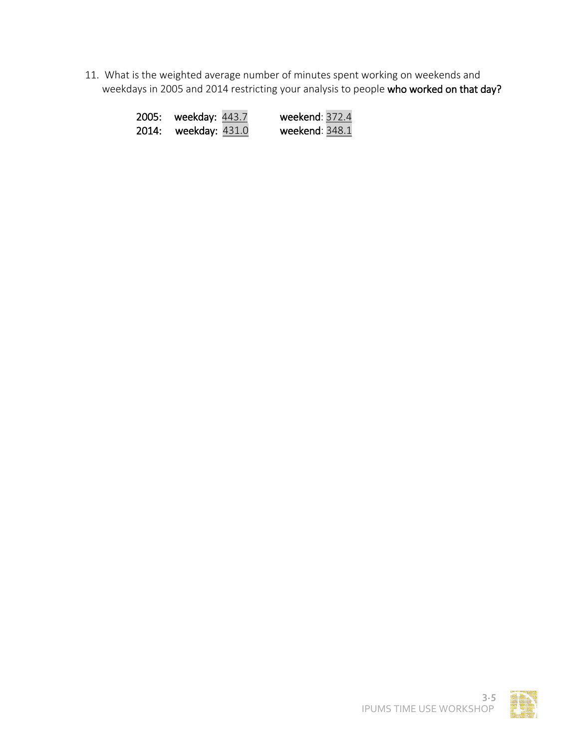11. What is the weighted average number of minutes spent working on weekends and weekdays in 2005 and 2014 restricting your analysis to people **who worked on that day?**

    **2005: weekday:** 443.7 **weekend**: 372.4
    **2014: weekday:** 431.0 **weekend**: 348.1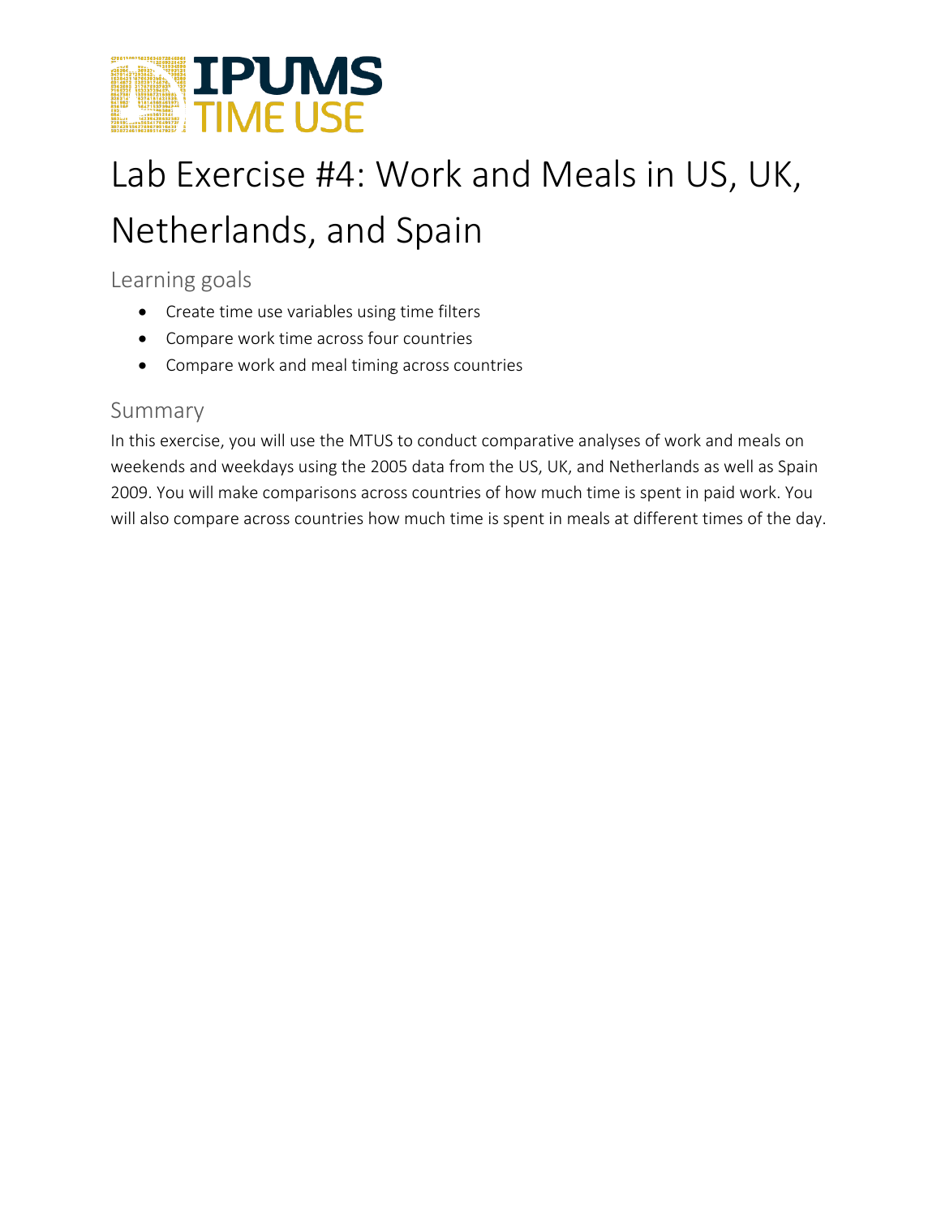# Lab Exercise #4: Work and Meals in US, UK, Netherlands, and Spain

## Learning goals

- Create time use variables using time filters
- Compare work time across four countries
- Compare work and meal timing across countries

## Summary

In this exercise, you will use the MTUS to conduct comparative analyses of work and meals on weekends and weekdays using the 2005 data from the US, UK, and Netherlands as well as Spain 2009. You will make comparisons across countries of how much time is spent in paid work. You will also compare across countries how much time is spent in meals at different times of the day.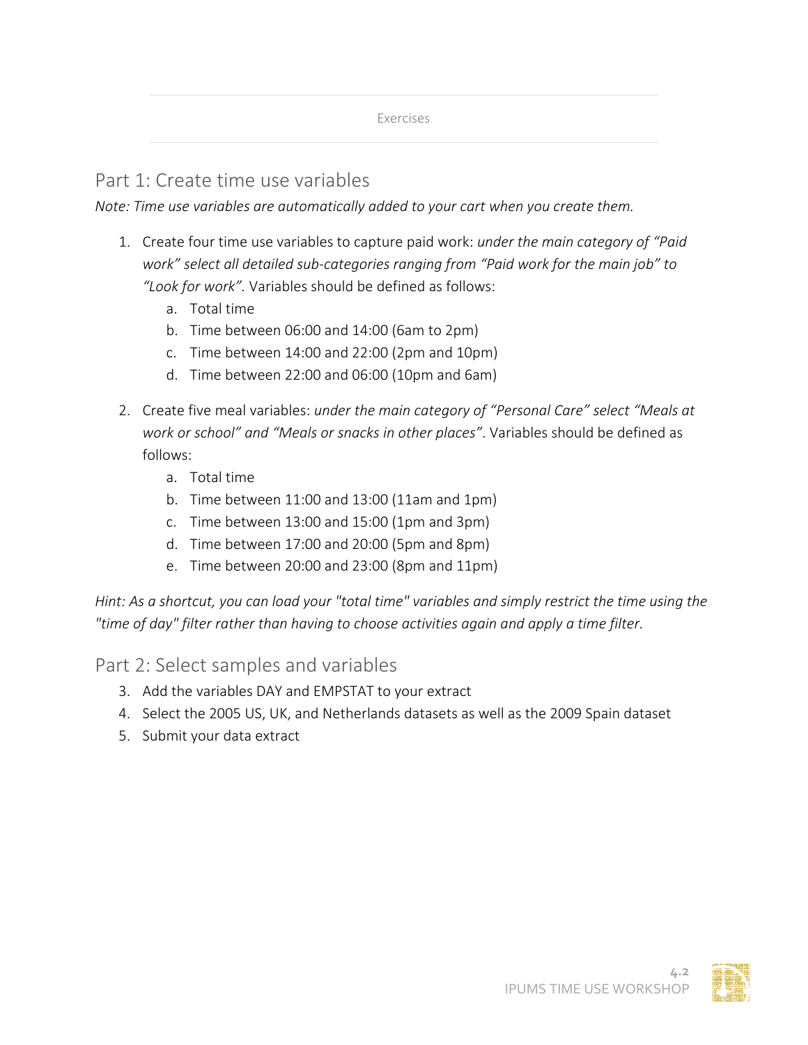Exercises

## Part 1: Create time use variables

*Note: Time use variables are automatically added to your cart when you create them.*

1. Create four time use variables to capture paid work: *under the main category of "Paid work" select all detailed sub-categories ranging from "Paid work for the main job" to "Look for work"*. Variables should be defined as follows:
   a. Total time
   b. Time between 06:00 and 14:00 (6am to 2pm)
   c. Time between 14:00 and 22:00 (2pm and 10pm)
   d. Time between 22:00 and 06:00 (10pm and 6am)

2. Create five meal variables: *under the main category of "Personal Care" select "Meals at work or school" and "Meals or snacks in other places"*. Variables should be defined as follows:
   a. Total time
   b. Time between 11:00 and 13:00 (11am and 1pm)
   c. Time between 13:00 and 15:00 (1pm and 3pm)
   d. Time between 17:00 and 20:00 (5pm and 8pm)
   e. Time between 20:00 and 23:00 (8pm and 11pm)

*Hint: As a shortcut, you can load your "total time" variables and simply restrict the time using the "time of day" filter rather than having to choose activities again and apply a time filter.*

## Part 2: Select samples and variables

3. Add the variables DAY and EMPSTAT to your extract
4. Select the 2005 US, UK, and Netherlands datasets as well as the 2009 Spain dataset
5. Submit your data extract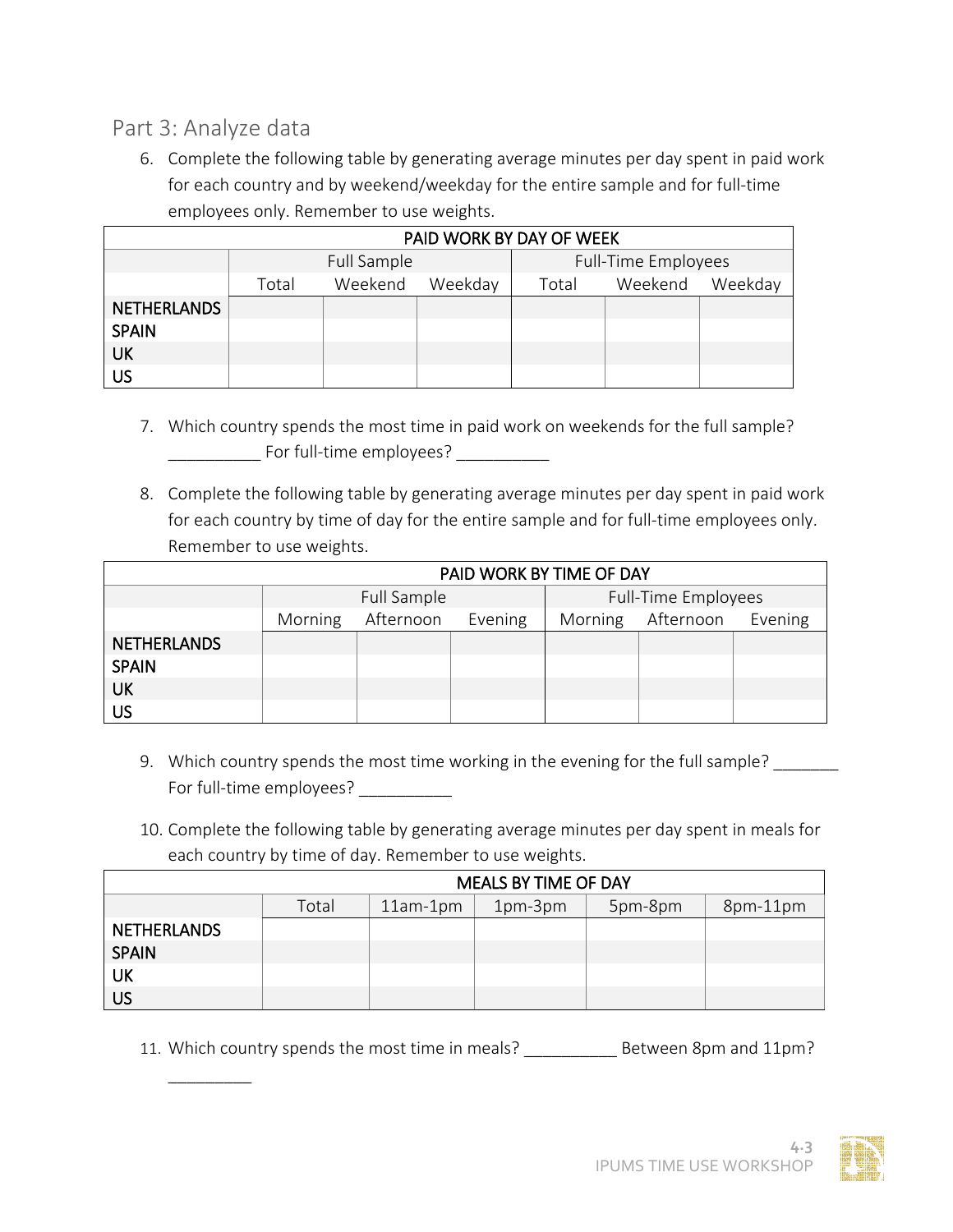## Part 3: Analyze data

6. Complete the following table by generating average minutes per day spent in paid work for each country and by weekend/weekday for the entire sample and for full-time employees only. Remember to use weights.

| PAID WORK BY DAY OF WEEK | | | | | | |
|---|---|---|---|---|---|---|
| | Full Sample | | | Full-Time Employees | | |
| | Total | Weekend | Weekday | Total | Weekend | Weekday |
| NETHERLANDS | | | | | | |
| SPAIN | | | | | | |
| UK | | | | | | |
| US | | | | | | |

7. Which country spends the most time in paid work on weekends for the full sample? __________ For full-time employees? __________

8. Complete the following table by generating average minutes per day spent in paid work for each country by time of day for the entire sample and for full-time employees only. Remember to use weights.

| PAID WORK BY TIME OF DAY | | | | | | |
|---|---|---|---|---|---|---|
| | Full Sample | | | Full-Time Employees | | |
| | Morning | Afternoon | Evening | Morning | Afternoon | Evening |
| NETHERLANDS | | | | | | |
| SPAIN | | | | | | |
| UK | | | | | | |
| US | | | | | | |

9. Which country spends the most time working in the evening for the full sample? _______ For full-time employees? __________

10. Complete the following table by generating average minutes per day spent in meals for each country by time of day. Remember to use weights.

| MEALS BY TIME OF DAY | | | | | |
|---|---|---|---|---|---|
| | Total | 11am-1pm | 1pm-3pm | 5pm-8pm | 8pm-11pm |
| NETHERLANDS | | | | | |
| SPAIN | | | | | |
| UK | | | | | |
| US | | | | | |

11. Which country spends the most time in meals? __________ Between 8pm and 11pm? _________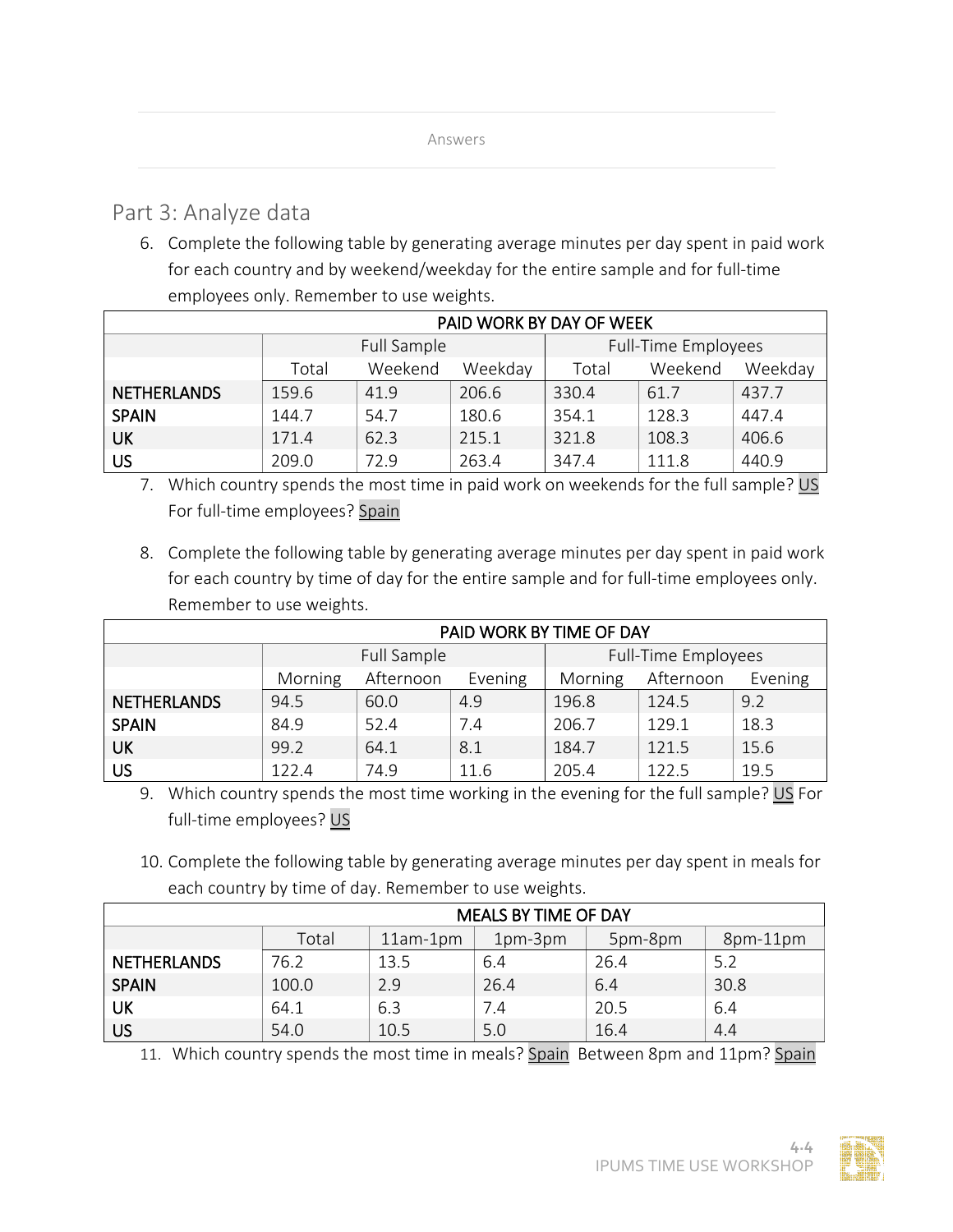Answers

## Part 3: Analyze data

6. Complete the following table by generating average minutes per day spent in paid work for each country and by weekend/weekday for the entire sample and for full-time employees only. Remember to use weights.

| PAID WORK BY DAY OF WEEK | | | | | | |
|---|---|---|---|---|---|---|
| | Full Sample | | | Full-Time Employees | | |
| | Total | Weekend | Weekday | Total | Weekend | Weekday |
| **NETHERLANDS** | 159.6 | 41.9 | 206.6 | 330.4 | 61.7 | 437.7 |
| **SPAIN** | 144.7 | 54.7 | 180.6 | 354.1 | 128.3 | 447.4 |
| **UK** | 171.4 | 62.3 | 215.1 | 321.8 | 108.3 | 406.6 |
| **US** | 209.0 | 72.9 | 263.4 | 347.4 | 111.8 | 440.9 |

7. Which country spends the most time in paid work on weekends for the full sample? US For full-time employees? Spain

8. Complete the following table by generating average minutes per day spent in paid work for each country by time of day for the entire sample and for full-time employees only. Remember to use weights.

| PAID WORK BY TIME OF DAY | | | | | | |
|---|---|---|---|---|---|---|
| | Full Sample | | | Full-Time Employees | | |
| | Morning | Afternoon | Evening | Morning | Afternoon | Evening |
| **NETHERLANDS** | 94.5 | 60.0 | 4.9 | 196.8 | 124.5 | 9.2 |
| **SPAIN** | 84.9 | 52.4 | 7.4 | 206.7 | 129.1 | 18.3 |
| **UK** | 99.2 | 64.1 | 8.1 | 184.7 | 121.5 | 15.6 |
| **US** | 122.4 | 74.9 | 11.6 | 205.4 | 122.5 | 19.5 |

9. Which country spends the most time working in the evening for the full sample? US For full-time employees? US

10. Complete the following table by generating average minutes per day spent in meals for each country by time of day. Remember to use weights.

| MEALS BY TIME OF DAY | | | | | |
|---|---|---|---|---|---|
| | Total | 11am-1pm | 1pm-3pm | 5pm-8pm | 8pm-11pm |
| **NETHERLANDS** | 76.2 | 13.5 | 6.4 | 26.4 | 5.2 |
| **SPAIN** | 100.0 | 2.9 | 26.4 | 6.4 | 30.8 |
| **UK** | 64.1 | 6.3 | 7.4 | 20.5 | 6.4 |
| **US** | 54.0 | 10.5 | 5.0 | 16.4 | 4.4 |

11. Which country spends the most time in meals? Spain Between 8pm and 11pm? Spain